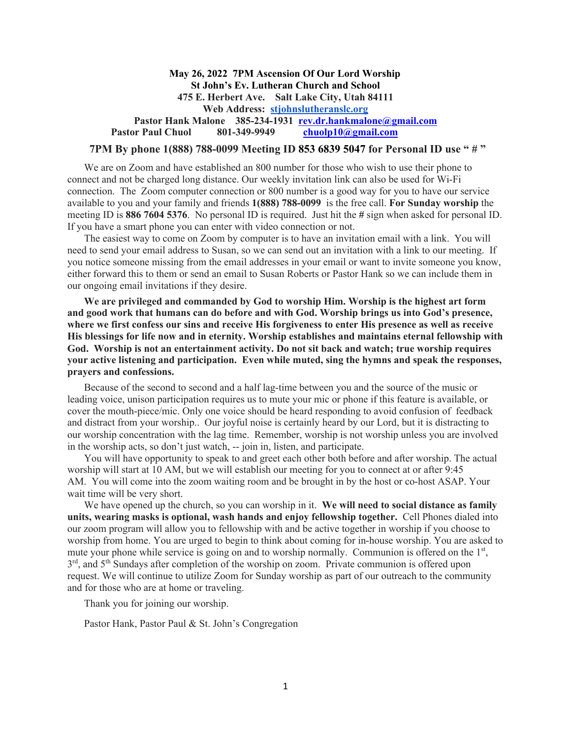**May 26, 2022 7PM Ascension Of Our Lord Worship**
**St John's Ev. Lutheran Church and School**
**475 E. Herbert Ave. Salt Lake City, Utah 84111**
**Web Address: stjohnslutheranslc.org**
**Pastor Hank Malone 385-234-1931 rev.dr.hankmalone@gmail.com**
**Pastor Paul Chuol 801-349-9949 chuolp10@gmail.com**

**7PM By phone 1(888) 788-0099 Meeting ID 853 6839 5047 for Personal ID use " # "**

We are on Zoom and have established an 800 number for those who wish to use their phone to connect and not be charged long distance. Our weekly invitation link can also be used for Wi-Fi connection. The Zoom computer connection or 800 number is a good way for you to have our service available to you and your family and friends **1(888) 788-0099** is the free call. **For Sunday worship** the meeting ID is **886 7604 5376**. No personal ID is required. Just hit the **#** sign when asked for personal ID. If you have a smart phone you can enter with video connection or not.

The easiest way to come on Zoom by computer is to have an invitation email with a link. You will need to send your email address to Susan, so we can send out an invitation with a link to our meeting. If you notice someone missing from the email addresses in your email or want to invite someone you know, either forward this to them or send an email to Susan Roberts or Pastor Hank so we can include them in our ongoing email invitations if they desire.

**We are privileged and commanded by God to worship Him. Worship is the highest art form and good work that humans can do before and with God. Worship brings us into God's presence, where we first confess our sins and receive His forgiveness to enter His presence as well as receive His blessings for life now and in eternity. Worship establishes and maintains eternal fellowship with God. Worship is not an entertainment activity. Do not sit back and watch; true worship requires your active listening and participation. Even while muted, sing the hymns and speak the responses, prayers and confessions.**

Because of the second to second and a half lag-time between you and the source of the music or leading voice, unison participation requires us to mute your mic or phone if this feature is available, or cover the mouth-piece/mic. Only one voice should be heard responding to avoid confusion of feedback and distract from your worship.. Our joyful noise is certainly heard by our Lord, but it is distracting to our worship concentration with the lag time. Remember, worship is not worship unless you are involved in the worship acts, so don't just watch, -- join in, listen, and participate.

You will have opportunity to speak to and greet each other both before and after worship. The actual worship will start at 10 AM, but we will establish our meeting for you to connect at or after 9:45 AM. You will come into the zoom waiting room and be brought in by the host or co-host ASAP. Your wait time will be very short.

We have opened up the church, so you can worship in it. **We will need to social distance as family units, wearing masks is optional, wash hands and enjoy fellowship together.** Cell Phones dialed into our zoom program will allow you to fellowship with and be active together in worship if you choose to worship from home. You are urged to begin to think about coming for in-house worship. You are asked to mute your phone while service is going on and to worship normally. Communion is offered on the 1st, 3rd, and 5th Sundays after completion of the worship on zoom. Private communion is offered upon request. We will continue to utilize Zoom for Sunday worship as part of our outreach to the community and for those who are at home or traveling.

Thank you for joining our worship.

Pastor Hank, Pastor Paul & St. John's Congregation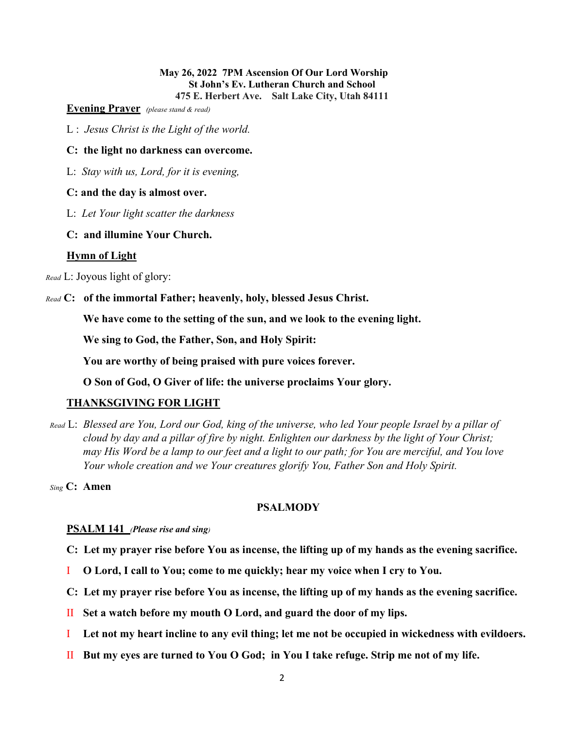**May 26, 2022  7PM Ascension Of Our Lord Worship**
**St John's Ev. Lutheran Church and School**
**475 E. Herbert Ave.    Salt Lake City, Utah 84111**

**<u>Evening Prayer</u>** *(please stand & read)*

L :  *Jesus Christ is the Light of the world.*

**C:  the light no darkness can overcome.**

L:  *Stay with us, Lord, for it is evening,*

**C: and the day is almost over.**

L:  *Let Your light scatter the darkness*

**C:  and illumine Your Church.**

**<u>Hymn of Light</u>**

*Read* L: Joyous light of glory:

*Read* **C:   of the immortal Father; heavenly, holy, blessed Jesus Christ.**

**We have come to the setting of the sun, and we look to the evening light.**

**We sing to God, the Father, Son, and Holy Spirit:**

**You are worthy of being praised with pure voices forever.**

**O Son of God, O Giver of life: the universe proclaims Your glory.**

**<u>THANKSGIVING FOR LIGHT</u>**

*Read* L:  *Blessed are You, Lord our God, king of the universe, who led Your people Israel by a pillar of cloud by day and a pillar of fire by night. Enlighten our darkness by the light of Your Christ; may His Word be a lamp to our feet and a light to our path; for You are merciful, and You love Your whole creation and we Your creatures glorify You, Father Son and Holy Spirit.*

*Sing* **C:  Amen**

**PSALMODY**

**<u>PSALM 141</u>** ***(Please rise and sing)***

**C:  Let my prayer rise before You as incense, the lifting up of my hands as the evening sacrifice.**

I   **O Lord, I call to You; come to me quickly; hear my voice when I cry to You.**

**C:  Let my prayer rise before You as incense, the lifting up of my hands as the evening sacrifice.**

II   **Set a watch before my mouth O Lord, and guard the door of my lips.**

I   **Let not my heart incline to any evil thing; let me not be occupied in wickedness with evildoers.**

II   **But my eyes are turned to You O God;  in You I take refuge. Strip me not of my life.**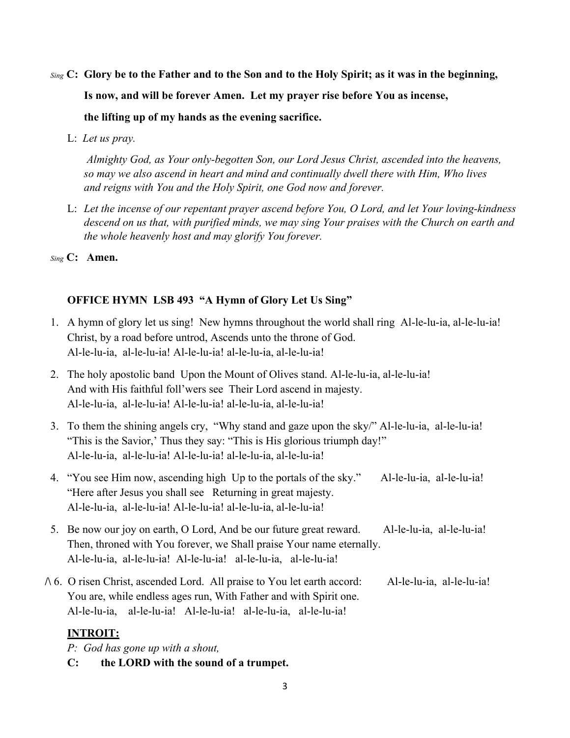*Sing* **C: Glory be to the Father and to the Son and to the Holy Spirit; as it was in the beginning,**

**Is now, and will be forever Amen. Let my prayer rise before You as incense,**

**the lifting up of my hands as the evening sacrifice.**

L: *Let us pray.*

*Almighty God, as Your only-begotten Son, our Lord Jesus Christ, ascended into the heavens, so may we also ascend in heart and mind and continually dwell there with Him, Who lives and reigns with You and the Holy Spirit, one God now and forever.*

L: *Let the incense of our repentant prayer ascend before You, O Lord, and let Your loving-kindness descend on us that, with purified minds, we may sing Your praises with the Church on earth and the whole heavenly host and may glorify You forever.*

*Sing* **C: Amen.**

**OFFICE HYMN LSB 493 "A Hymn of Glory Let Us Sing"**

1. A hymn of glory let us sing! New hymns throughout the world shall ring Al-le-lu-ia, al-le-lu-ia!
   Christ, by a road before untrod, Ascends unto the throne of God.
   Al-le-lu-ia, al-le-lu-ia! Al-le-lu-ia! al-le-lu-ia, al-le-lu-ia!

2. The holy apostolic band Upon the Mount of Olives stand. Al-le-lu-ia, al-le-lu-ia!
   And with His faithful foll'wers see Their Lord ascend in majesty.
   Al-le-lu-ia, al-le-lu-ia! Al-le-lu-ia! al-le-lu-ia, al-le-lu-ia!

3. To them the shining angels cry, "Why stand and gaze upon the sky/" Al-le-lu-ia, al-le-lu-ia!
   "This is the Savior,' Thus they say: "This is His glorious triumph day!"
   Al-le-lu-ia, al-le-lu-ia! Al-le-lu-ia! al-le-lu-ia, al-le-lu-ia!

4. "You see Him now, ascending high Up to the portals of the sky." Al-le-lu-ia, al-le-lu-ia!
   "Here after Jesus you shall see Returning in great majesty.
   Al-le-lu-ia, al-le-lu-ia! Al-le-lu-ia! al-le-lu-ia, al-le-lu-ia!

5. Be now our joy on earth, O Lord, And be our future great reward. Al-le-lu-ia, al-le-lu-ia!
   Then, throned with You forever, we Shall praise Your name eternally.
   Al-le-lu-ia, al-le-lu-ia! Al-le-lu-ia! al-le-lu-ia, al-le-lu-ia!

/\ 6. O risen Christ, ascended Lord. All praise to You let earth accord: Al-le-lu-ia, al-le-lu-ia!
   You are, while endless ages run, With Father and with Spirit one.
   Al-le-lu-ia, al-le-lu-ia! Al-le-lu-ia! al-le-lu-ia, al-le-lu-ia!

**INTROIT:**

*P: God has gone up with a shout,*

**C: the LORD with the sound of a trumpet.**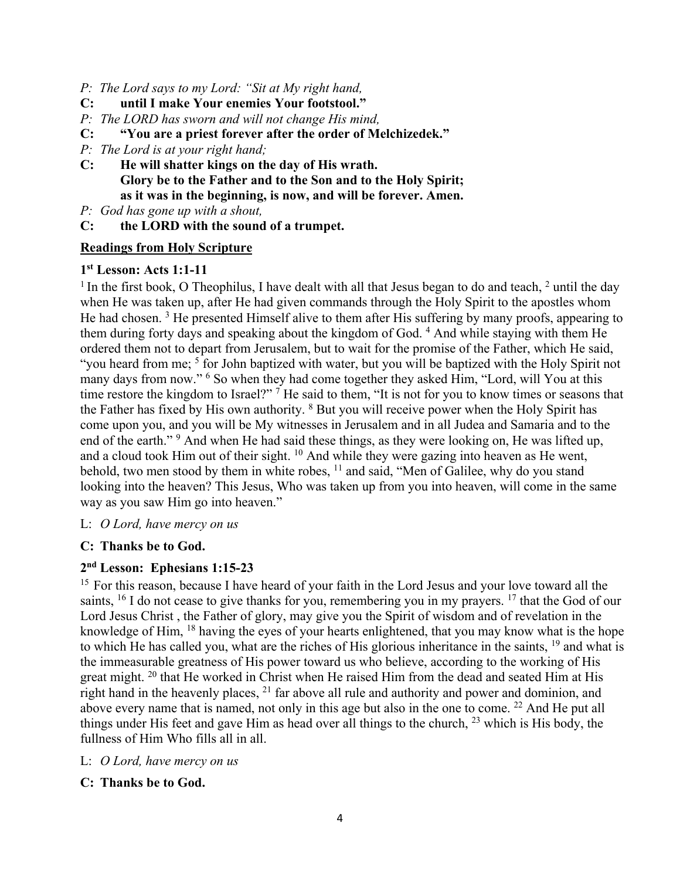*P: The Lord says to my Lord: "Sit at My right hand,*

**C: until I make Your enemies Your footstool."**

*P: The LORD has sworn and will not change His mind,*

**C: "You are a priest forever after the order of Melchizedek."**

*P: The Lord is at your right hand;*

**C: He will shatter kings on the day of His wrath.**
**Glory be to the Father and to the Son and to the Holy Spirit;**
**as it was in the beginning, is now, and will be forever. Amen.**

*P: God has gone up with a shout,*

**C: the LORD with the sound of a trumpet.**

**Readings from Holy Scripture**

**1st Lesson: Acts 1:1-11**

[1] In the first book, O Theophilus, I have dealt with all that Jesus began to do and teach, [2] until the day when He was taken up, after He had given commands through the Holy Spirit to the apostles whom He had chosen. [3] He presented Himself alive to them after His suffering by many proofs, appearing to them during forty days and speaking about the kingdom of God. [4] And while staying with them He ordered them not to depart from Jerusalem, but to wait for the promise of the Father, which He said, "you heard from me; [5] for John baptized with water, but you will be baptized with the Holy Spirit not many days from now." [6] So when they had come together they asked Him, "Lord, will You at this time restore the kingdom to Israel?" [7] He said to them, "It is not for you to know times or seasons that the Father has fixed by His own authority. [8] But you will receive power when the Holy Spirit has come upon you, and you will be My witnesses in Jerusalem and in all Judea and Samaria and to the end of the earth." [9] And when He had said these things, as they were looking on, He was lifted up, and a cloud took Him out of their sight. [10] And while they were gazing into heaven as He went, behold, two men stood by them in white robes, [11] and said, "Men of Galilee, why do you stand looking into the heaven? This Jesus, Who was taken up from you into heaven, will come in the same way as you saw Him go into heaven."

L: *O Lord, have mercy on us*

**C: Thanks be to God.**

**2nd Lesson: Ephesians 1:15-23**

[15] For this reason, because I have heard of your faith in the Lord Jesus and your love toward all the saints, [16] I do not cease to give thanks for you, remembering you in my prayers. [17] that the God of our Lord Jesus Christ , the Father of glory, may give you the Spirit of wisdom and of revelation in the knowledge of Him, [18] having the eyes of your hearts enlightened, that you may know what is the hope to which He has called you, what are the riches of His glorious inheritance in the saints, [19] and what is the immeasurable greatness of His power toward us who believe, according to the working of His great might. [20] that He worked in Christ when He raised Him from the dead and seated Him at His right hand in the heavenly places, [21] far above all rule and authority and power and dominion, and above every name that is named, not only in this age but also in the one to come. [22] And He put all things under His feet and gave Him as head over all things to the church, [23] which is His body, the fullness of Him Who fills all in all.

L: *O Lord, have mercy on us*

**C: Thanks be to God.**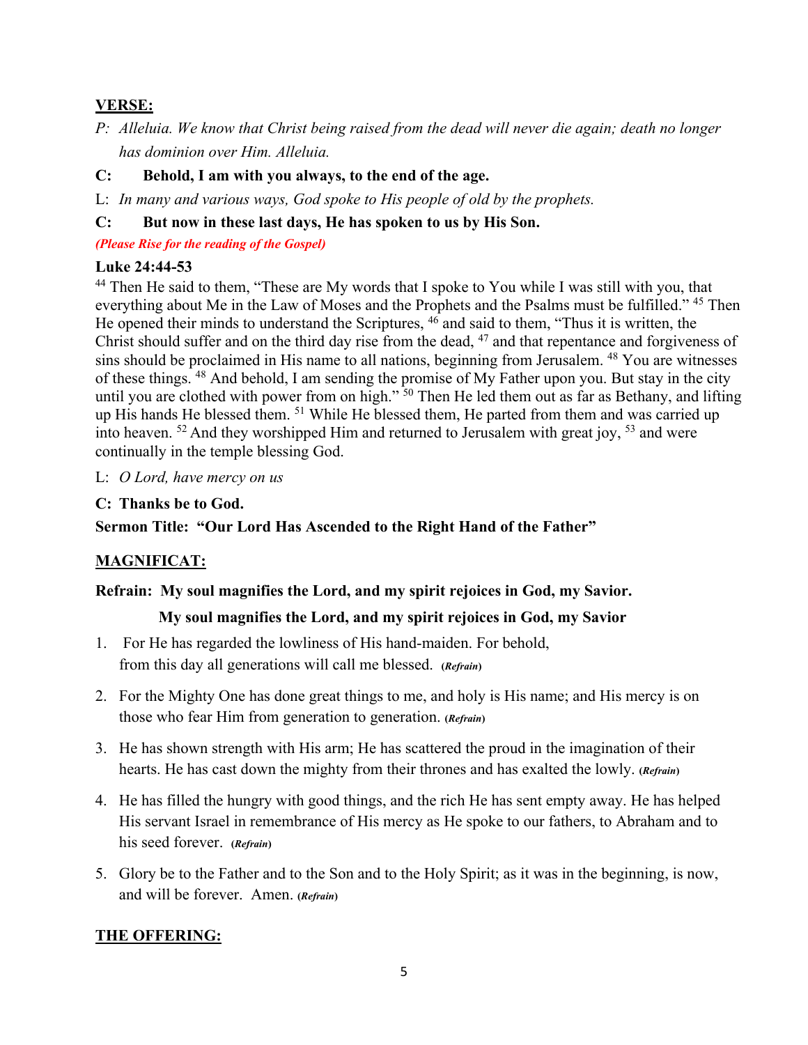## VERSE:

P: *Alleluia. We know that Christ being raised from the dead will never die again; death no longer has dominion over Him. Alleluia.*

**C: Behold, I am with you always, to the end of the age.**

L: *In many and various ways, God spoke to His people of old by the prophets.*

**C: But now in these last days, He has spoken to us by His Son.**

***(Please Rise for the reading of the Gospel)***

**Luke 24:44-53**

44 Then He said to them, “These are My words that I spoke to You while I was still with you, that everything about Me in the Law of Moses and the Prophets and the Psalms must be fulfilled.” 45 Then He opened their minds to understand the Scriptures, 46 and said to them, “Thus it is written, the Christ should suffer and on the third day rise from the dead, 47 and that repentance and forgiveness of sins should be proclaimed in His name to all nations, beginning from Jerusalem. 48 You are witnesses of these things. 48 And behold, I am sending the promise of My Father upon you. But stay in the city until you are clothed with power from on high.” 50 Then He led them out as far as Bethany, and lifting up His hands He blessed them. 51 While He blessed them, He parted from them and was carried up into heaven. 52 And they worshipped Him and returned to Jerusalem with great joy, 53 and were continually in the temple blessing God.

L: *O Lord, have mercy on us*

**C: Thanks be to God.**

**Sermon Title: “Our Lord Has Ascended to the Right Hand of the Father”**

## MAGNIFICAT:

**Refrain: My soul magnifies the Lord, and my spirit rejoices in God, my Savior.**
**My soul magnifies the Lord, and my spirit rejoices in God, my Savior**

1. For He has regarded the lowliness of His hand-maiden. For behold, from this day all generations will call me blessed. ***(Refrain)***
2. For the Mighty One has done great things to me, and holy is His name; and His mercy is on those who fear Him from generation to generation. ***(Refrain)***
3. He has shown strength with His arm; He has scattered the proud in the imagination of their hearts. He has cast down the mighty from their thrones and has exalted the lowly. ***(Refrain)***
4. He has filled the hungry with good things, and the rich He has sent empty away. He has helped His servant Israel in remembrance of His mercy as He spoke to our fathers, to Abraham and to his seed forever. ***(Refrain)***
5. Glory be to the Father and to the Son and to the Holy Spirit; as it was in the beginning, is now, and will be forever. Amen. ***(Refrain)***

## THE OFFERING: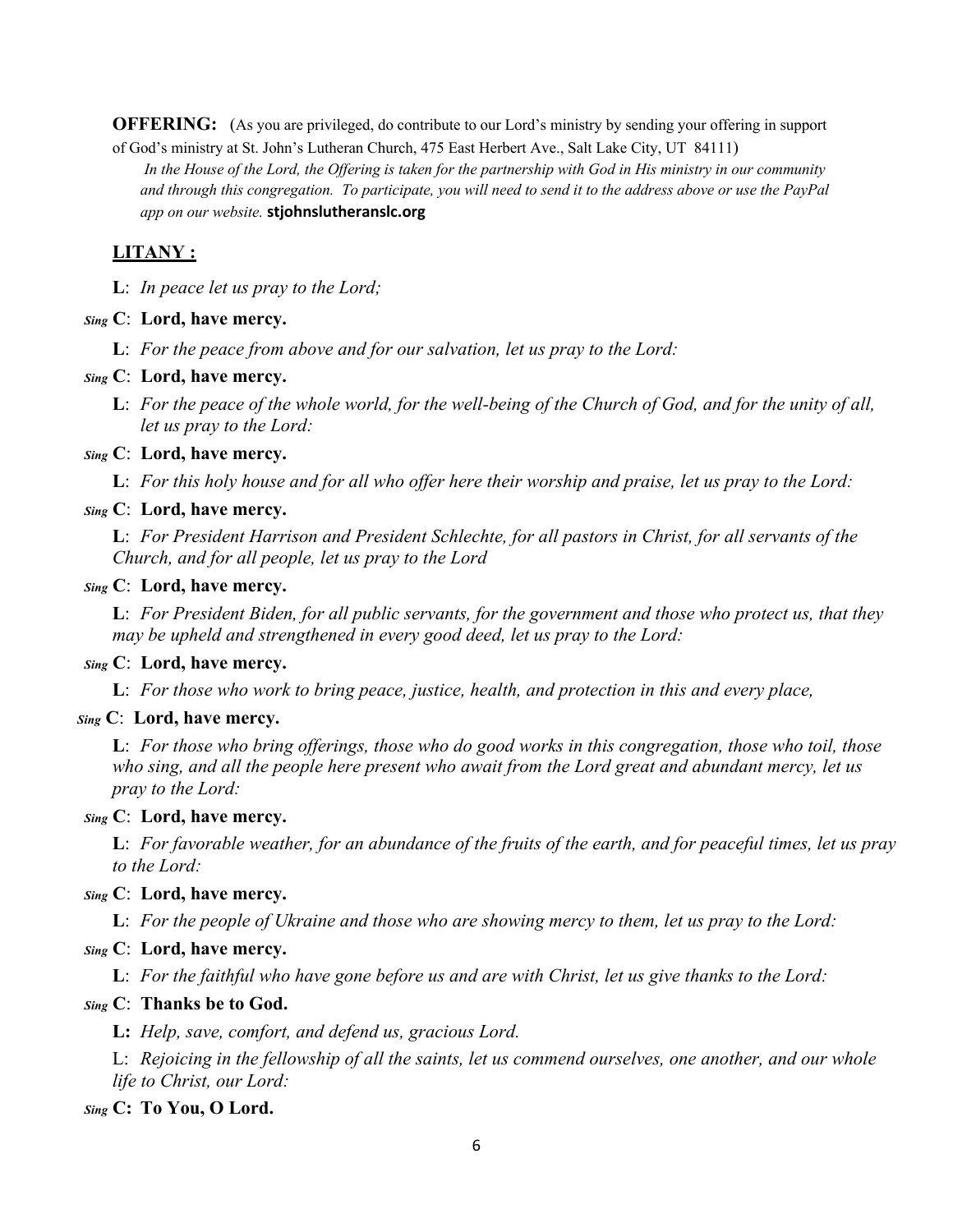**OFFERING:** (As you are privileged, do contribute to our Lord's ministry by sending your offering in support of God's ministry at St. John's Lutheran Church, 475 East Herbert Ave., Salt Lake City, UT 84111)

*In the House of the Lord, the Offering is taken for the partnership with God in His ministry in our community and through this congregation. To participate, you will need to send it to the address above or use the PayPal app on our website.* **stjohnslutheranslc.org**

## LITANY :

**L**: *In peace let us pray to the Lord;*

*Sing* **C**: **Lord, have mercy.**

**L**: *For the peace from above and for our salvation, let us pray to the Lord:*

*Sing* **C**: **Lord, have mercy.**

**L**: *For the peace of the whole world, for the well-being of the Church of God, and for the unity of all, let us pray to the Lord:*

*Sing* **C**: **Lord, have mercy.**

**L**: *For this holy house and for all who offer here their worship and praise, let us pray to the Lord:*

*Sing* **C**: **Lord, have mercy.**

**L**: *For President Harrison and President Schlechte, for all pastors in Christ, for all servants of the Church, and for all people, let us pray to the Lord*

*Sing* **C**: **Lord, have mercy.**

**L**: *For President Biden, for all public servants, for the government and those who protect us, that they may be upheld and strengthened in every good deed, let us pray to the Lord:*

*Sing* **C**: **Lord, have mercy.**

**L**: *For those who work to bring peace, justice, health, and protection in this and every place,*

*Sing* **C**: **Lord, have mercy.**

**L**: *For those who bring offerings, those who do good works in this congregation, those who toil, those who sing, and all the people here present who await from the Lord great and abundant mercy, let us pray to the Lord:*

*Sing* **C**: **Lord, have mercy.**

**L**: *For favorable weather, for an abundance of the fruits of the earth, and for peaceful times, let us pray to the Lord:*

*Sing* **C**: **Lord, have mercy.**

**L**: *For the people of Ukraine and those who are showing mercy to them, let us pray to the Lord:*

*Sing* **C**: **Lord, have mercy.**

**L**: *For the faithful who have gone before us and are with Christ, let us give thanks to the Lord:*

*Sing* **C**: **Thanks be to God.**

**L:** *Help, save, comfort, and defend us, gracious Lord.*

L: *Rejoicing in the fellowship of all the saints, let us commend ourselves, one another, and our whole life to Christ, our Lord:*

*Sing* **C: To You, O Lord.**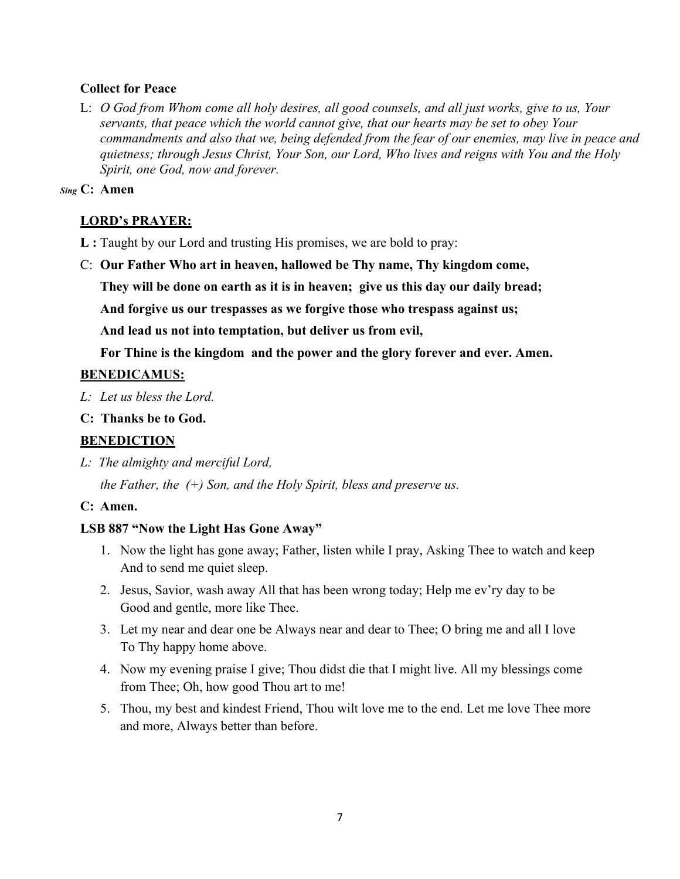**Collect for Peace**

L: *O God from Whom come all holy desires, all good counsels, and all just works, give to us, Your servants, that peace which the world cannot give, that our hearts may be set to obey Your commandments and also that we, being defended from the fear of our enemies, may live in peace and quietness; through Jesus Christ, Your Son, our Lord, Who lives and reigns with You and the Holy Spirit, one God, now and forever.*

*Sing* **C: Amen**

**<u>LORD's PRAYER:</u>**

**L :** Taught by our Lord and trusting His promises, we are bold to pray:

C: **Our Father Who art in heaven, hallowed be Thy name, Thy kingdom come,**

**They will be done on earth as it is in heaven; give us this day our daily bread;**

**And forgive us our trespasses as we forgive those who trespass against us;**

**And lead us not into temptation, but deliver us from evil,**

**For Thine is the kingdom and the power and the glory forever and ever. Amen.**

**<u>BENEDICAMUS:</u>**

*L: Let us bless the Lord.*

**C: Thanks be to God.**

**<u>BENEDICTION</u>**

*L: The almighty and merciful Lord,*

*the Father, the (+) Son, and the Holy Spirit, bless and preserve us.*

**C: Amen.**

**LSB 887 "Now the Light Has Gone Away"**

1. Now the light has gone away; Father, listen while I pray, Asking Thee to watch and keep And to send me quiet sleep.
2. Jesus, Savior, wash away All that has been wrong today; Help me ev'ry day to be Good and gentle, more like Thee.
3. Let my near and dear one be Always near and dear to Thee; O bring me and all I love To Thy happy home above.
4. Now my evening praise I give; Thou didst die that I might live. All my blessings come from Thee; Oh, how good Thou art to me!
5. Thou, my best and kindest Friend, Thou wilt love me to the end. Let me love Thee more and more, Always better than before.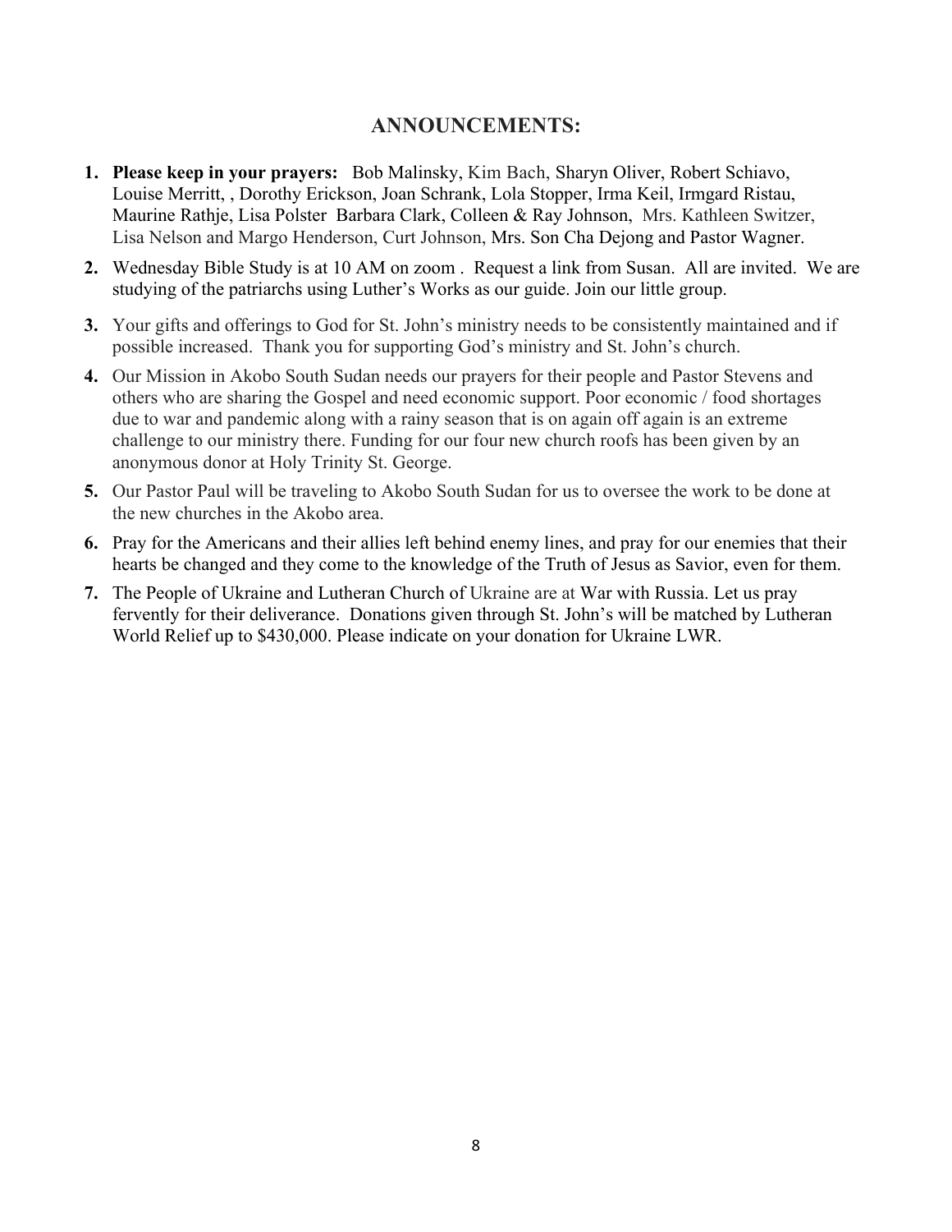## ANNOUNCEMENTS:

1. **Please keep in your prayers:** Bob Malinsky, Kim Bach, Sharyn Oliver, Robert Schiavo, Louise Merritt, , Dorothy Erickson, Joan Schrank, Lola Stopper, Irma Keil, Irmgard Ristau, Maurine Rathje, Lisa Polster Barbara Clark, Colleen & Ray Johnson, Mrs. Kathleen Switzer, Lisa Nelson and Margo Henderson, Curt Johnson, Mrs. Son Cha Dejong and Pastor Wagner.
2. Wednesday Bible Study is at 10 AM on zoom . Request a link from Susan. All are invited. We are studying of the patriarchs using Luther's Works as our guide. Join our little group.
3. Your gifts and offerings to God for St. John's ministry needs to be consistently maintained and if possible increased. Thank you for supporting God's ministry and St. John's church.
4. Our Mission in Akobo South Sudan needs our prayers for their people and Pastor Stevens and others who are sharing the Gospel and need economic support. Poor economic / food shortages due to war and pandemic along with a rainy season that is on again off again is an extreme challenge to our ministry there. Funding for our four new church roofs has been given by an anonymous donor at Holy Trinity St. George.
5. Our Pastor Paul will be traveling to Akobo South Sudan for us to oversee the work to be done at the new churches in the Akobo area.
6. Pray for the Americans and their allies left behind enemy lines, and pray for our enemies that their hearts be changed and they come to the knowledge of the Truth of Jesus as Savior, even for them.
7. The People of Ukraine and Lutheran Church of Ukraine are at War with Russia. Let us pray fervently for their deliverance. Donations given through St. John's will be matched by Lutheran World Relief up to $430,000. Please indicate on your donation for Ukraine LWR.